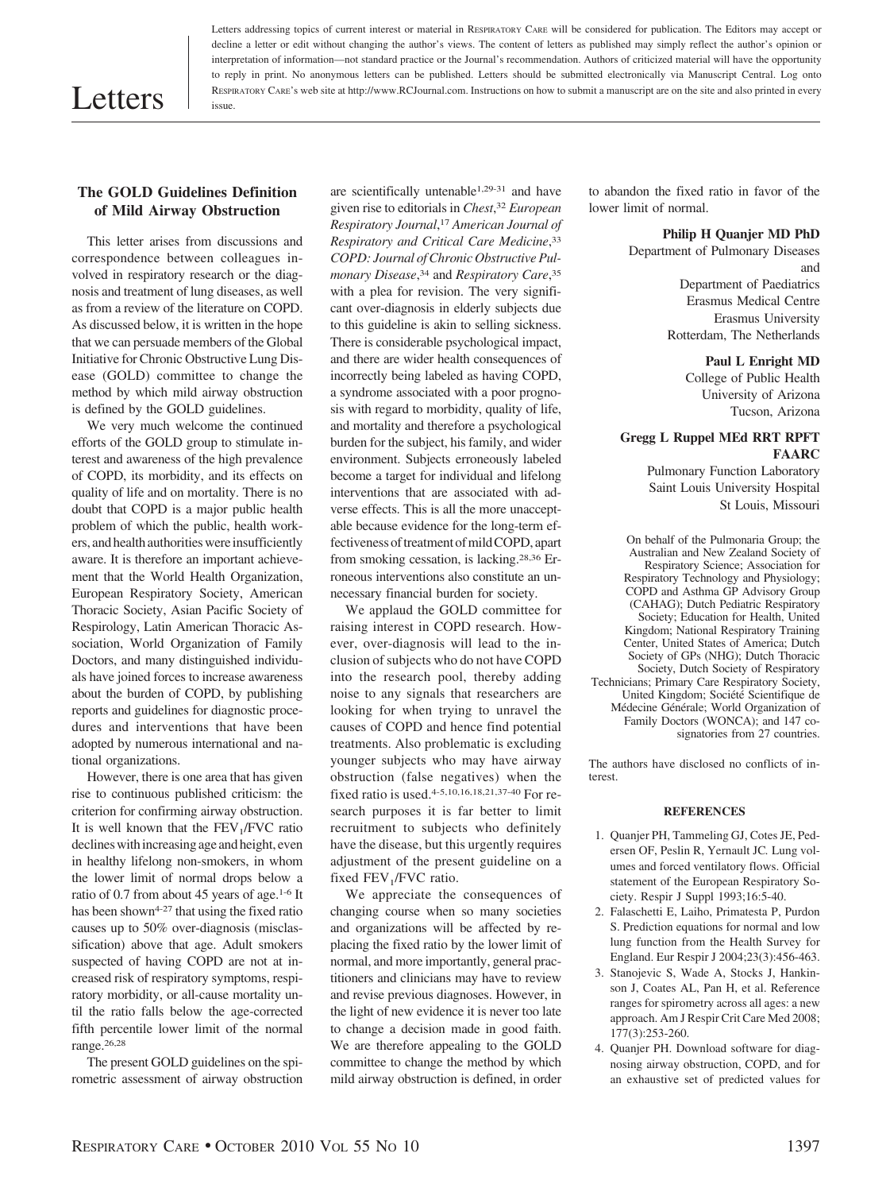# Letters

Letters addressing topics of current interest or material in RESPIRATORY CARE will be considered for publication. The Editors may accept or decline a letter or edit without changing the author's views. The content of letters as published may simply reflect the author's opinion or interpretation of information—not standard practice or the Journal's recommendation. Authors of criticized material will have the opportunity to reply in print. No anonymous letters can be published. Letters should be submitted electronically via Manuscript Central. Log onto RESPIRATORY CARE's web site at http://www.RCJournal.com. Instructions on how to submit a manuscript are on the site and also printed in every issue.

## The GOLD Guidelines Definition of Mild Airway Obstruction

This letter arises from discussions and correspondence between colleagues involved in respiratory research or the diagnosis and treatment of lung diseases, as well as from a review of the literature on COPD. As discussed below, it is written in the hope that we can persuade members of the Global Initiative for Chronic Obstructive Lung Disease (GOLD) committee to change the method by which mild airway obstruction is defined by the GOLD guidelines.

We very much welcome the continued efforts of the GOLD group to stimulate interest and awareness of the high prevalence of COPD, its morbidity, and its effects on quality of life and on mortality. There is no doubt that COPD is a major public health problem of which the public, health workers, and health authorities were insufficiently aware. It is therefore an important achievement that the World Health Organization, European Respiratory Society, American Thoracic Society, Asian Pacific Society of Respirology, Latin American Thoracic Association, World Organization of Family Doctors, and many distinguished individuals have joined forces to increase awareness about the burden of COPD, by publishing reports and guidelines for diagnostic procedures and interventions that have been adopted by numerous international and national organizations.

However, there is one area that has given rise to continuous published criticism: the criterion for confirming airway obstruction. It is well known that the $FEV_1/FVC$ ratio declines with increasing age and height, even in healthy lifelong non-smokers, in whom the lower limit of normal drops below a ratio of 0.7 from about 45 years of age.[1-6] It has been shown[4-27] that using the fixed ratio causes up to 50% over-diagnosis (misclassification) above that age. Adult smokers suspected of having COPD are not at increased risk of respiratory symptoms, respiratory morbidity, or all-cause mortality until the ratio falls below the age-corrected fifth percentile lower limit of the normal range.[26,28]

The present GOLD guidelines on the spirometric assessment of airway obstruction are scientifically untenable[1,29-31] and have given rise to editorials in *Chest*,[32] *European Respiratory Journal*,[17] *American Journal of Respiratory and Critical Care Medicine*,[33] *COPD: Journal of Chronic Obstructive Pulmonary Disease*,[34] and *Respiratory Care*,[35] with a plea for revision. The very significant over-diagnosis in elderly subjects due to this guideline is akin to selling sickness. There is considerable psychological impact, and there are wider health consequences of incorrectly being labeled as having COPD, a syndrome associated with a poor prognosis with regard to morbidity, quality of life, and mortality and therefore a psychological burden for the subject, his family, and wider environment. Subjects erroneously labeled become a target for individual and lifelong interventions that are associated with adverse effects. This is all the more unacceptable because evidence for the long-term effectiveness of treatment of mild COPD, apart from smoking cessation, is lacking.[28,36] Erroneous interventions also constitute an unnecessary financial burden for society.

We applaud the GOLD committee for raising interest in COPD research. However, over-diagnosis will lead to the inclusion of subjects who do not have COPD into the research pool, thereby adding noise to any signals that researchers are looking for when trying to unravel the causes of COPD and hence find potential treatments. Also problematic is excluding younger subjects who may have airway obstruction (false negatives) when the fixed ratio is used.[4-5,10,16,18,21,37-40] For research purposes it is far better to limit recruitment to subjects who definitely have the disease, but this urgently requires adjustment of the present guideline on a fixed $FEV_1/FVC$ ratio.

We appreciate the consequences of changing course when so many societies and organizations will be affected by replacing the fixed ratio by the lower limit of normal, and more importantly, general practitioners and clinicians may have to review and revise previous diagnoses. However, in the light of new evidence it is never too late to change a decision made in good faith. We are therefore appealing to the GOLD committee to change the method by which mild airway obstruction is defined, in order to abandon the fixed ratio in favor of the lower limit of normal.

**Philip H Quanjer MD PhD**
Department of Pulmonary Diseases and
Department of Paediatrics
Erasmus Medical Centre
Erasmus University
Rotterdam, The Netherlands

**Paul L Enright MD**
College of Public Health
University of Arizona
Tucson, Arizona

**Gregg L Ruppel MEd RRT RPFT FAARC**
Pulmonary Function Laboratory
Saint Louis University Hospital
St Louis, Missouri

On behalf of the Pulmonaria Group; the Australian and New Zealand Society of Respiratory Science; Association for Respiratory Technology and Physiology; COPD and Asthma GP Advisory Group (CAHAG); Dutch Pediatric Respiratory Society; Education for Health, United Kingdom; National Respiratory Training Center, United States of America; Dutch Society of GPs (NHG); Dutch Thoracic Society, Dutch Society of Respiratory Technicians; Primary Care Respiratory Society, United Kingdom; Société Scientifique de Médecine Générale; World Organization of Family Doctors (WONCA); and 147 co-signatories from 27 countries.

The authors have disclosed no conflicts of interest.

### REFERENCES

1. Quanjer PH, Tammeling GJ, Cotes JE, Pedersen OF, Peslin R, Yernault JC. Lung volumes and forced ventilatory flows. Official statement of the European Respiratory Society. Respir J Suppl 1993;16:5-40.
2. Falaschetti E, Laiho, Primatesta P, Purdon S. Prediction equations for normal and low lung function from the Health Survey for England. Eur Respir J 2004;23(3):456-463.
3. Stanojevic S, Wade A, Stocks J, Hankinson J, Coates AL, Pan H, et al. Reference ranges for spirometry across all ages: a new approach. Am J Respir Crit Care Med 2008; 177(3):253-260.
4. Quanjer PH. Download software for diagnosing airway obstruction, COPD, and for an exhaustive set of predicted values for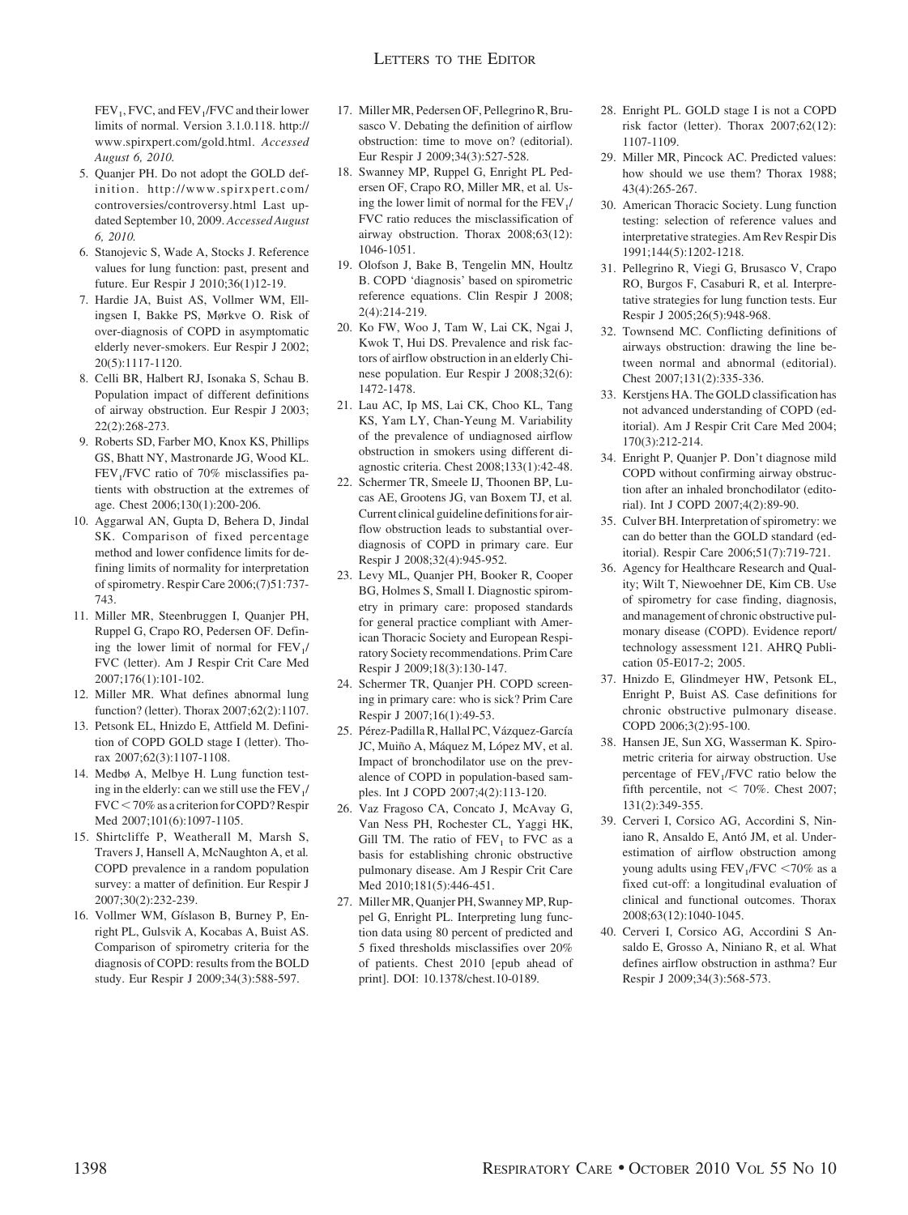$FEV_1$, FVC, and $FEV_1$/FVC and their lower limits of normal. Version 3.1.0.118. http://www.spirxpert.com/gold.html. *Accessed August 6, 2010.*

5. Quanjer PH. Do not adopt the GOLD definition. http://www.spirxpert.com/controversies/controversy.html Last updated September 10, 2009. *Accessed August 6, 2010.*
6. Stanojevic S, Wade A, Stocks J. Reference values for lung function: past, present and future. Eur Respir J 2010;36(1)12-19.
7. Hardie JA, Buist AS, Vollmer WM, Ellingsen I, Bakke PS, Mørkve O. Risk of over-diagnosis of COPD in asymptomatic elderly never-smokers. Eur Respir J 2002; 20(5):1117-1120.
8. Celli BR, Halbert RJ, Isonaka S, Schau B. Population impact of different definitions of airway obstruction. Eur Respir J 2003; 22(2):268-273.
9. Roberts SD, Farber MO, Knox KS, Phillips GS, Bhatt NY, Mastronarde JG, Wood KL. $FEV_1$/FVC ratio of 70% misclassifies patients with obstruction at the extremes of age. Chest 2006;130(1):200-206.
10. Aggarwal AN, Gupta D, Behera D, Jindal SK. Comparison of fixed percentage method and lower confidence limits for defining limits of normality for interpretation of spirometry. Respir Care 2006;(7)51:737-743.
11. Miller MR, Steenbruggen I, Quanjer PH, Ruppel G, Crapo RO, Pedersen OF. Defining the lower limit of normal for $FEV_1$/FVC (letter). Am J Respir Crit Care Med 2007;176(1):101-102.
12. Miller MR. What defines abnormal lung function? (letter). Thorax 2007;62(2):1107.
13. Petsonk EL, Hnizdo E, Attfield M. Definition of COPD GOLD stage I (letter). Thorax 2007;62(3):1107-1108.
14. Medbø A, Melbye H. Lung function testing in the elderly: can we still use the $FEV_1$/FVC < 70% as a criterion for COPD? Respir Med 2007;101(6):1097-1105.
15. Shirtcliffe P, Weatherall M, Marsh S, Travers J, Hansell A, McNaughton A, et al. COPD prevalence in a random population survey: a matter of definition. Eur Respir J 2007;30(2):232-239.
16. Vollmer WM, Gíslason B, Burney P, Enright PL, Gulsvik A, Kocabas A, Buist AS. Comparison of spirometry criteria for the diagnosis of COPD: results from the BOLD study. Eur Respir J 2009;34(3):588-597.
17. Miller MR, Pedersen OF, Pellegrino R, Brusasco V. Debating the definition of airflow obstruction: time to move on? (editorial). Eur Respir J 2009;34(3):527-528.
18. Swanney MP, Ruppel G, Enright PL Pedersen OF, Crapo RO, Miller MR, et al. Using the lower limit of normal for the $FEV_1$/FVC ratio reduces the misclassification of airway obstruction. Thorax 2008;63(12): 1046-1051.
19. Olofson J, Bake B, Tengelin MN, Houltz B. COPD 'diagnosis' based on spirometric reference equations. Clin Respir J 2008; 2(4):214-219.
20. Ko FW, Woo J, Tam W, Lai CK, Ngai J, Kwok T, Hui DS. Prevalence and risk factors of airflow obstruction in an elderly Chinese population. Eur Respir J 2008;32(6): 1472-1478.
21. Lau AC, Ip MS, Lai CK, Choo KL, Tang KS, Yam LY, Chan-Yeung M. Variability of the prevalence of undiagnosed airflow obstruction in smokers using different diagnostic criteria. Chest 2008;133(1):42-48.
22. Schermer TR, Smeele IJ, Thoonen BP, Lucas AE, Grootens JG, van Boxem TJ, et al. Current clinical guideline definitions for airflow obstruction leads to substantial overdiagnosis of COPD in primary care. Eur Respir J 2008;32(4):945-952.
23. Levy ML, Quanjer PH, Booker R, Cooper BG, Holmes S, Small I. Diagnostic spirometry in primary care: proposed standards for general practice compliant with American Thoracic Society and European Respiratory Society recommendations. Prim Care Respir J 2009;18(3):130-147.
24. Schermer TR, Quanjer PH. COPD screening in primary care: who is sick? Prim Care Respir J 2007;16(1):49-53.
25. Pérez-Padilla R, Hallal PC, Vázquez-García JC, Muiño A, Máquez M, López MV, et al. Impact of bronchodilator use on the prevalence of COPD in population-based samples. Int J COPD 2007;4(2):113-120.
26. Vaz Fragoso CA, Concato J, McAvay G, Van Ness PH, Rochester CL, Yaggi HK, Gill TM. The ratio of $FEV_1$ to FVC as a basis for establishing chronic obstructive pulmonary disease. Am J Respir Crit Care Med 2010;181(5):446-451.
27. Miller MR, Quanjer PH, Swanney MP, Ruppel G, Enright PL. Interpreting lung function data using 80 percent of predicted and 5 fixed thresholds misclassifies over 20% of patients. Chest 2010 [epub ahead of print]. DOI: 10.1378/chest.10-0189.
28. Enright PL. GOLD stage I is not a COPD risk factor (letter). Thorax 2007;62(12): 1107-1109.
29. Miller MR, Pincock AC. Predicted values: how should we use them? Thorax 1988; 43(4):265-267.
30. American Thoracic Society. Lung function testing: selection of reference values and interpretative strategies. Am Rev Respir Dis 1991;144(5):1202-1218.
31. Pellegrino R, Viegi G, Brusasco V, Crapo RO, Burgos F, Casaburi R, et al. Interpretative strategies for lung function tests. Eur Respir J 2005;26(5):948-968.
32. Townsend MC. Conflicting definitions of airways obstruction: drawing the line between normal and abnormal (editorial). Chest 2007;131(2):335-336.
33. Kerstjens HA. The GOLD classification has not advanced understanding of COPD (editorial). Am J Respir Crit Care Med 2004; 170(3):212-214.
34. Enright P, Quanjer P. Don't diagnose mild COPD without confirming airway obstruction after an inhaled bronchodilator (editorial). Int J COPD 2007;4(2):89-90.
35. Culver BH. Interpretation of spirometry: we can do better than the GOLD standard (editorial). Respir Care 2006;51(7):719-721.
36. Agency for Healthcare Research and Quality; Wilt T, Niewoehner DE, Kim CB. Use of spirometry for case finding, diagnosis, and management of chronic obstructive pulmonary disease (COPD). Evidence report/technology assessment 121. AHRQ Publication 05-E017-2; 2005.
37. Hnizdo E, Glindmeyer HW, Petsonk EL, Enright P, Buist AS. Case definitions for chronic obstructive pulmonary disease. COPD 2006;3(2):95-100.
38. Hansen JE, Sun XG, Wasserman K. Spirometric criteria for airway obstruction. Use percentage of $FEV_1$/FVC ratio below the fifth percentile, not < 70%. Chest 2007; 131(2):349-355.
39. Cerveri I, Corsico AG, Accordini S, Niniano R, Ansaldo E, Antó JM, et al. Underestimation of airflow obstruction among young adults using $FEV_1$/FVC <70% as a fixed cut-off: a longitudinal evaluation of clinical and functional outcomes. Thorax 2008;63(12):1040-1045.
40. Cerveri I, Corsico AG, Accordini S Ansaldo E, Grosso A, Niniano R, et al. What defines airflow obstruction in asthma? Eur Respir J 2009;34(3):568-573.